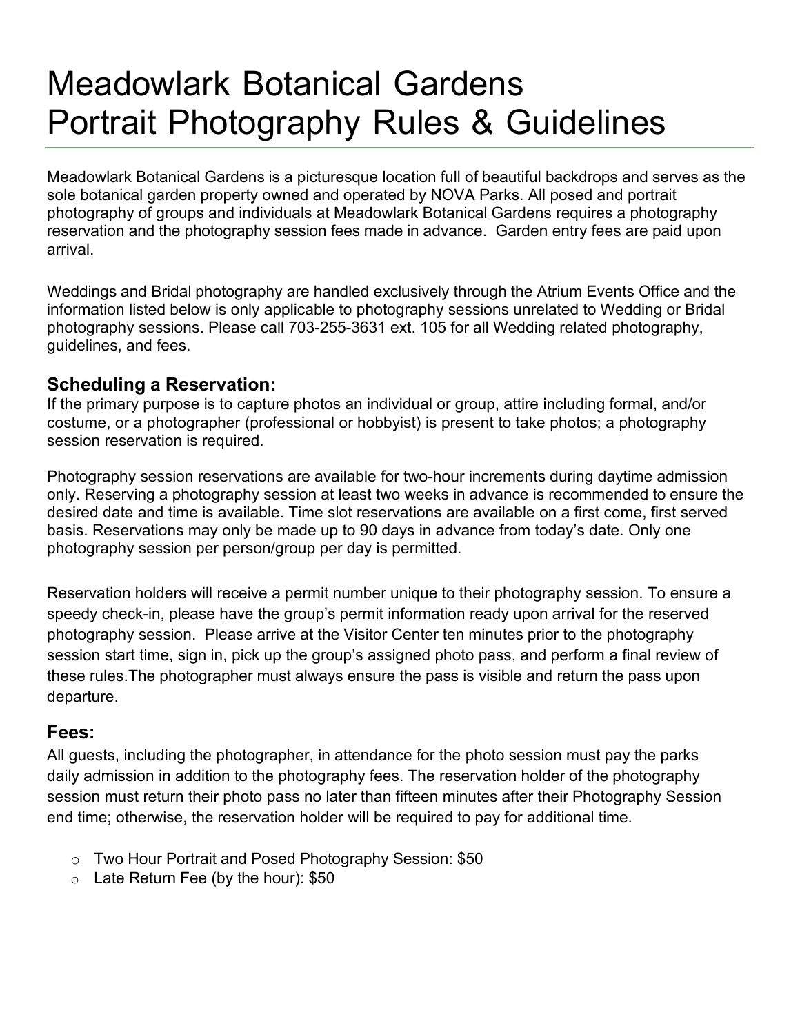# Meadowlark Botanical Gardens
# Portrait Photography Rules & Guidelines

Meadowlark Botanical Gardens is a picturesque location full of beautiful backdrops and serves as the sole botanical garden property owned and operated by NOVA Parks. All posed and portrait photography of groups and individuals at Meadowlark Botanical Gardens requires a photography reservation and the photography session fees made in advance. Garden entry fees are paid upon arrival.

Weddings and Bridal photography are handled exclusively through the Atrium Events Office and the information listed below is only applicable to photography sessions unrelated to Wedding or Bridal photography sessions. Please call 703-255-3631 ext. 105 for all Wedding related photography, guidelines, and fees.

### Scheduling a Reservation:

If the primary purpose is to capture photos an individual or group, attire including formal, and/or costume, or a photographer (professional or hobbyist) is present to take photos; a photography session reservation is required.

Photography session reservations are available for two-hour increments during daytime admission only. Reserving a photography session at least two weeks in advance is recommended to ensure the desired date and time is available. Time slot reservations are available on a first come, first served basis. Reservations may only be made up to 90 days in advance from today's date. Only one photography session per person/group per day is permitted.

Reservation holders will receive a permit number unique to their photography session. To ensure a speedy check-in, please have the group's permit information ready upon arrival for the reserved photography session. Please arrive at the Visitor Center ten minutes prior to the photography session start time, sign in, pick up the group's assigned photo pass, and perform a final review of these rules.The photographer must always ensure the pass is visible and return the pass upon departure.

### Fees:

All guests, including the photographer, in attendance for the photo session must pay the parks daily admission in addition to the photography fees. The reservation holder of the photography session must return their photo pass no later than fifteen minutes after their Photography Session end time; otherwise, the reservation holder will be required to pay for additional time.

- Two Hour Portrait and Posed Photography Session: $50
- Late Return Fee (by the hour): $50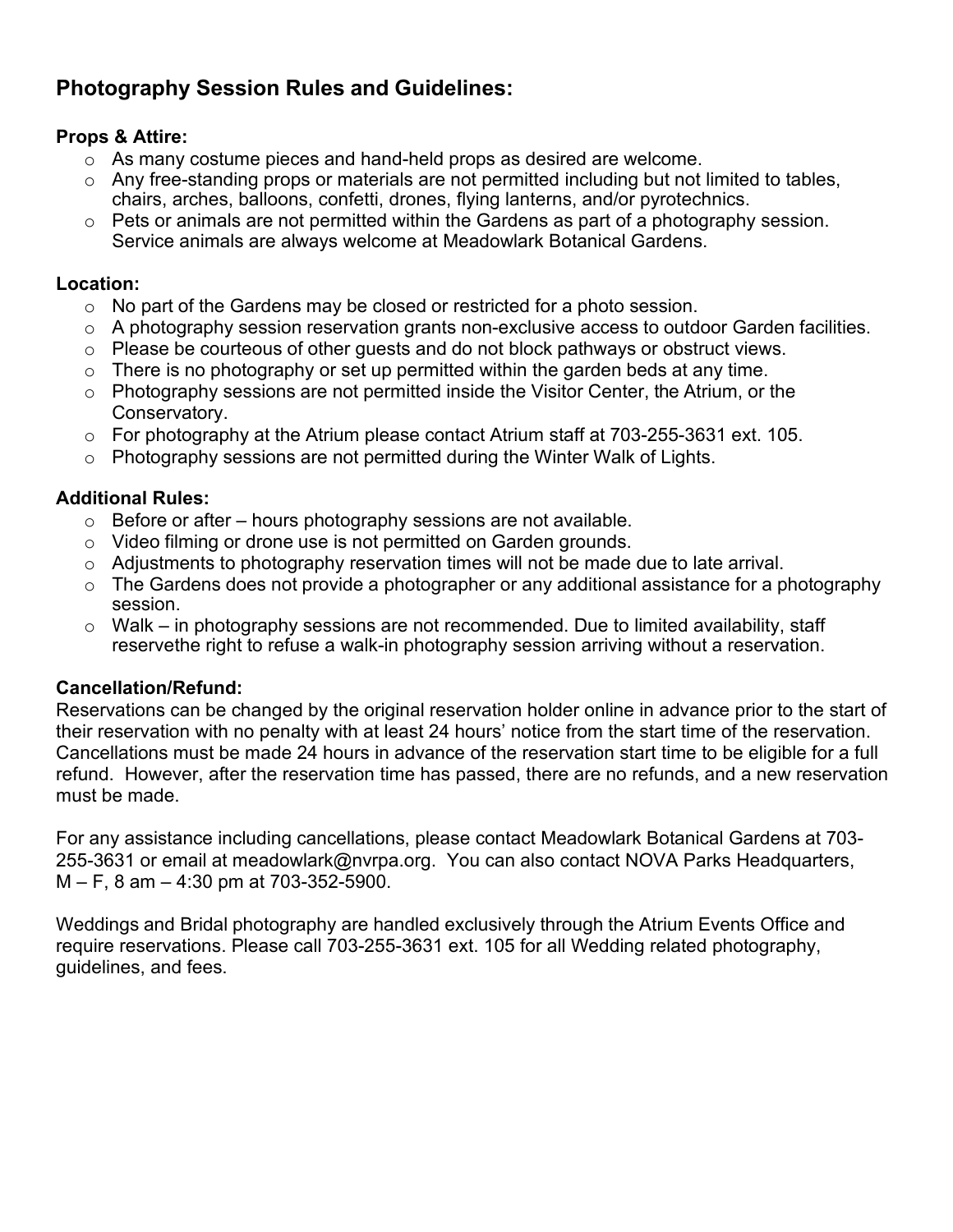## Photography Session Rules and Guidelines:

### Props & Attire:

- As many costume pieces and hand-held props as desired are welcome.
- Any free-standing props or materials are not permitted including but not limited to tables, chairs, arches, balloons, confetti, drones, flying lanterns, and/or pyrotechnics.
- Pets or animals are not permitted within the Gardens as part of a photography session. Service animals are always welcome at Meadowlark Botanical Gardens.

### Location:

- No part of the Gardens may be closed or restricted for a photo session.
- A photography session reservation grants non-exclusive access to outdoor Garden facilities.
- Please be courteous of other guests and do not block pathways or obstruct views.
- There is no photography or set up permitted within the garden beds at any time.
- Photography sessions are not permitted inside the Visitor Center, the Atrium, or the Conservatory.
- For photography at the Atrium please contact Atrium staff at 703-255-3631 ext. 105.
- Photography sessions are not permitted during the Winter Walk of Lights.

### Additional Rules:

- Before or after – hours photography sessions are not available.
- Video filming or drone use is not permitted on Garden grounds.
- Adjustments to photography reservation times will not be made due to late arrival.
- The Gardens does not provide a photographer or any additional assistance for a photography session.
- Walk – in photography sessions are not recommended. Due to limited availability, staff reservethe right to refuse a walk-in photography session arriving without a reservation.

### Cancellation/Refund:

Reservations can be changed by the original reservation holder online in advance prior to the start of their reservation with no penalty with at least 24 hours' notice from the start time of the reservation. Cancellations must be made 24 hours in advance of the reservation start time to be eligible for a full refund. However, after the reservation time has passed, there are no refunds, and a new reservation must be made.

For any assistance including cancellations, please contact Meadowlark Botanical Gardens at 703-255-3631 or email at meadowlark@nvrpa.org. You can also contact NOVA Parks Headquarters, M – F, 8 am – 4:30 pm at 703-352-5900.

Weddings and Bridal photography are handled exclusively through the Atrium Events Office and require reservations. Please call 703-255-3631 ext. 105 for all Wedding related photography, guidelines, and fees.